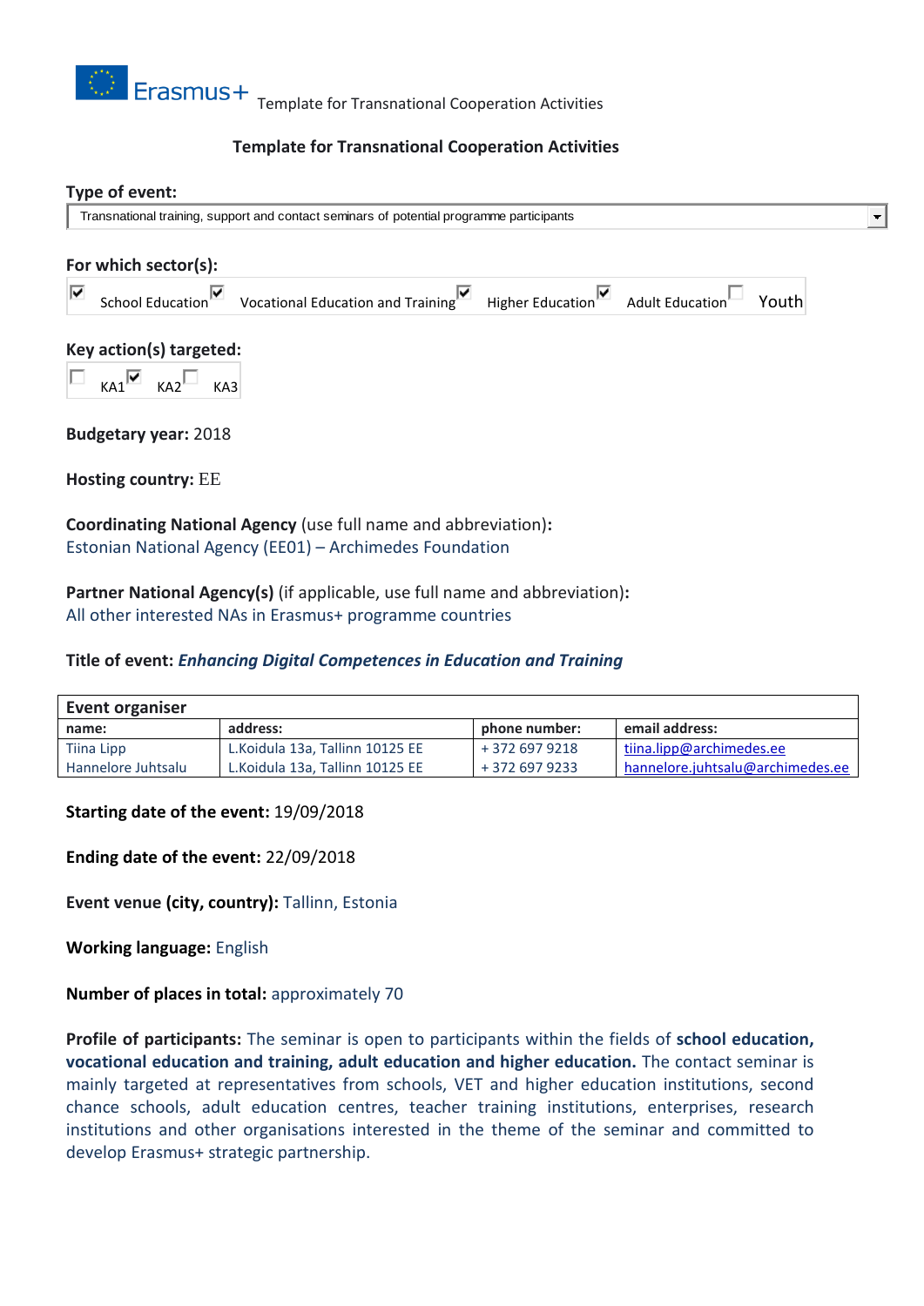# Template for Transnational Cooperation Activities

**Type of event:**

Transnational training, support and contact seminars of potential programme participants

**For which sector(s):**

☑ School Education ☑ Vocational Education and Training ☑ Higher Education ☑ Adult Education ☐ Youth

**Key action(s) targeted:**

☐ KA1 ☑ KA2 ☐ KA3

**Budgetary year:** 2018

**Hosting country:** EE

**Coordinating National Agency** (use full name and abbreviation)**:**
Estonian National Agency (EE01) – Archimedes Foundation

**Partner National Agency(s)** (if applicable, use full name and abbreviation)**:**
All other interested NAs in Erasmus+ programme countries

**Title of event:** ***Enhancing Digital Competences in Education and Training***

| **Event organiser** | | | |
|---|---|---|---|
| **name:** | **address:** | **phone number:** | **email address:** |
| Tiina Lipp | L.Koidula 13a, Tallinn 10125 EE | + 372 697 9218 | tiina.lipp@archimedes.ee |
| Hannelore Juhtsalu | L.Koidula 13a, Tallinn 10125 EE | + 372 697 9233 | hannelore.juhtsalu@archimedes.ee |

**Starting date of the event:** 19/09/2018

**Ending date of the event:** 22/09/2018

**Event venue (city, country):** Tallinn, Estonia

**Working language:** English

**Number of places in total:** approximately 70

**Profile of participants:** The seminar is open to participants within the fields of **school education, vocational education and training, adult education and higher education.** The contact seminar is mainly targeted at representatives from schools, VET and higher education institutions, second chance schools, adult education centres, teacher training institutions, enterprises, research institutions and other organisations interested in the theme of the seminar and committed to develop Erasmus+ strategic partnership.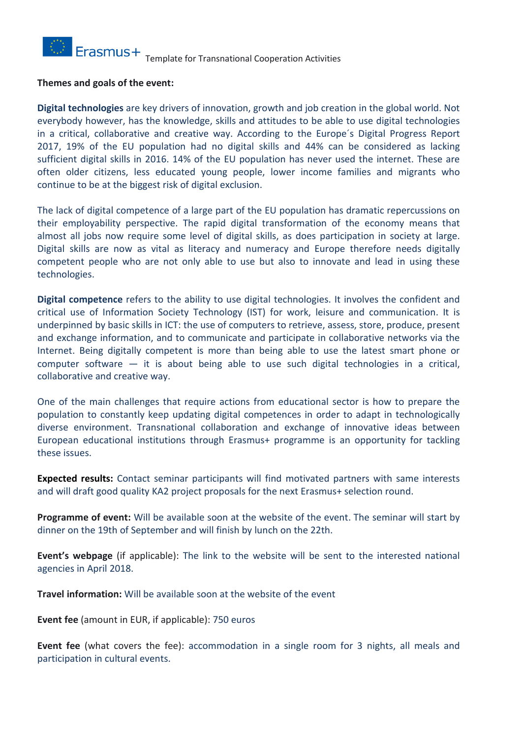**Themes and goals of the event:**

**Digital technologies** are key drivers of innovation, growth and job creation in the global world. Not everybody however, has the knowledge, skills and attitudes to be able to use digital technologies in a critical, collaborative and creative way. According to the Europe´s Digital Progress Report 2017, 19% of the EU population had no digital skills and 44% can be considered as lacking sufficient digital skills in 2016. 14% of the EU population has never used the internet. These are often older citizens, less educated young people, lower income families and migrants who continue to be at the biggest risk of digital exclusion.

The lack of digital competence of a large part of the EU population has dramatic repercussions on their employability perspective. The rapid digital transformation of the economy means that almost all jobs now require some level of digital skills, as does participation in society at large. Digital skills are now as vital as literacy and numeracy and Europe therefore needs digitally competent people who are not only able to use but also to innovate and lead in using these technologies.

**Digital competence** refers to the ability to use digital technologies. It involves the confident and critical use of Information Society Technology (IST) for work, leisure and communication. It is underpinned by basic skills in ICT: the use of computers to retrieve, assess, store, produce, present and exchange information, and to communicate and participate in collaborative networks via the Internet. Being digitally competent is more than being able to use the latest smart phone or computer software — it is about being able to use such digital technologies in a critical, collaborative and creative way.

One of the main challenges that require actions from educational sector is how to prepare the population to constantly keep updating digital competences in order to adapt in technologically diverse environment. Transnational collaboration and exchange of innovative ideas between European educational institutions through Erasmus+ programme is an opportunity for tackling these issues.

**Expected results:** Contact seminar participants will find motivated partners with same interests and will draft good quality KA2 project proposals for the next Erasmus+ selection round.

**Programme of event:** Will be available soon at the website of the event. The seminar will start by dinner on the 19th of September and will finish by lunch on the 22th.

**Event's webpage** (if applicable): The link to the website will be sent to the interested national agencies in April 2018.

**Travel information:** Will be available soon at the website of the event

**Event fee** (amount in EUR, if applicable): 750 euros

**Event fee** (what covers the fee): accommodation in a single room for 3 nights, all meals and participation in cultural events.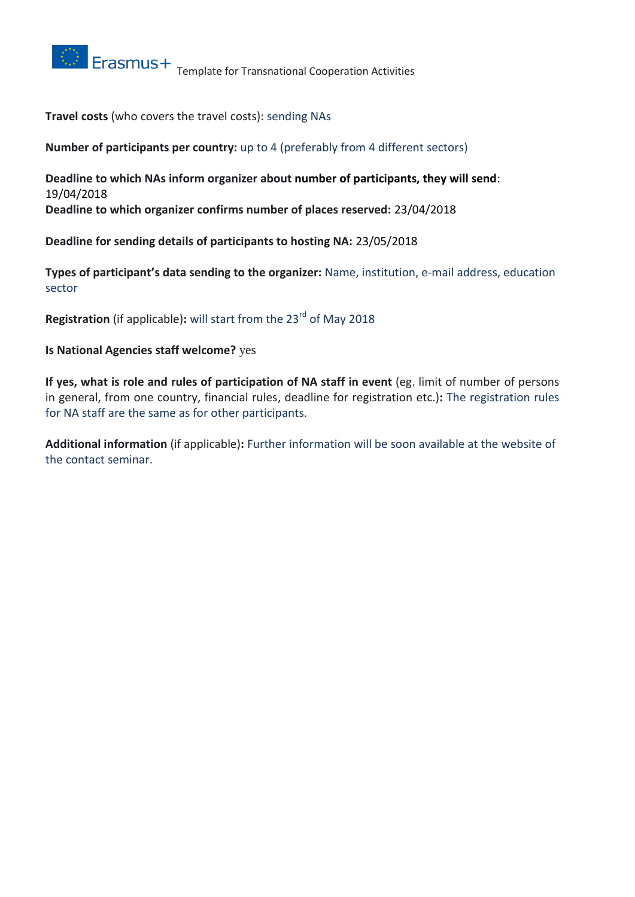**Travel costs** (who covers the travel costs): sending NAs

**Number of participants per country:** up to 4 (preferably from 4 different sectors)

**Deadline to which NAs inform organizer about number of participants, they will send**: 19/04/2018
**Deadline to which organizer confirms number of places reserved:** 23/04/2018

**Deadline for sending details of participants to hosting NA:** 23/05/2018

**Types of participant's data sending to the organizer:** Name, institution, e-mail address, education sector

**Registration** (if applicable)**:** will start from the 23rd of May 2018

**Is National Agencies staff welcome?** yes

**If yes, what is role and rules of participation of NA staff in event** (eg. limit of number of persons in general, from one country, financial rules, deadline for registration etc.)**:** The registration rules for NA staff are the same as for other participants.

**Additional information** (if applicable)**:** Further information will be soon available at the website of the contact seminar.